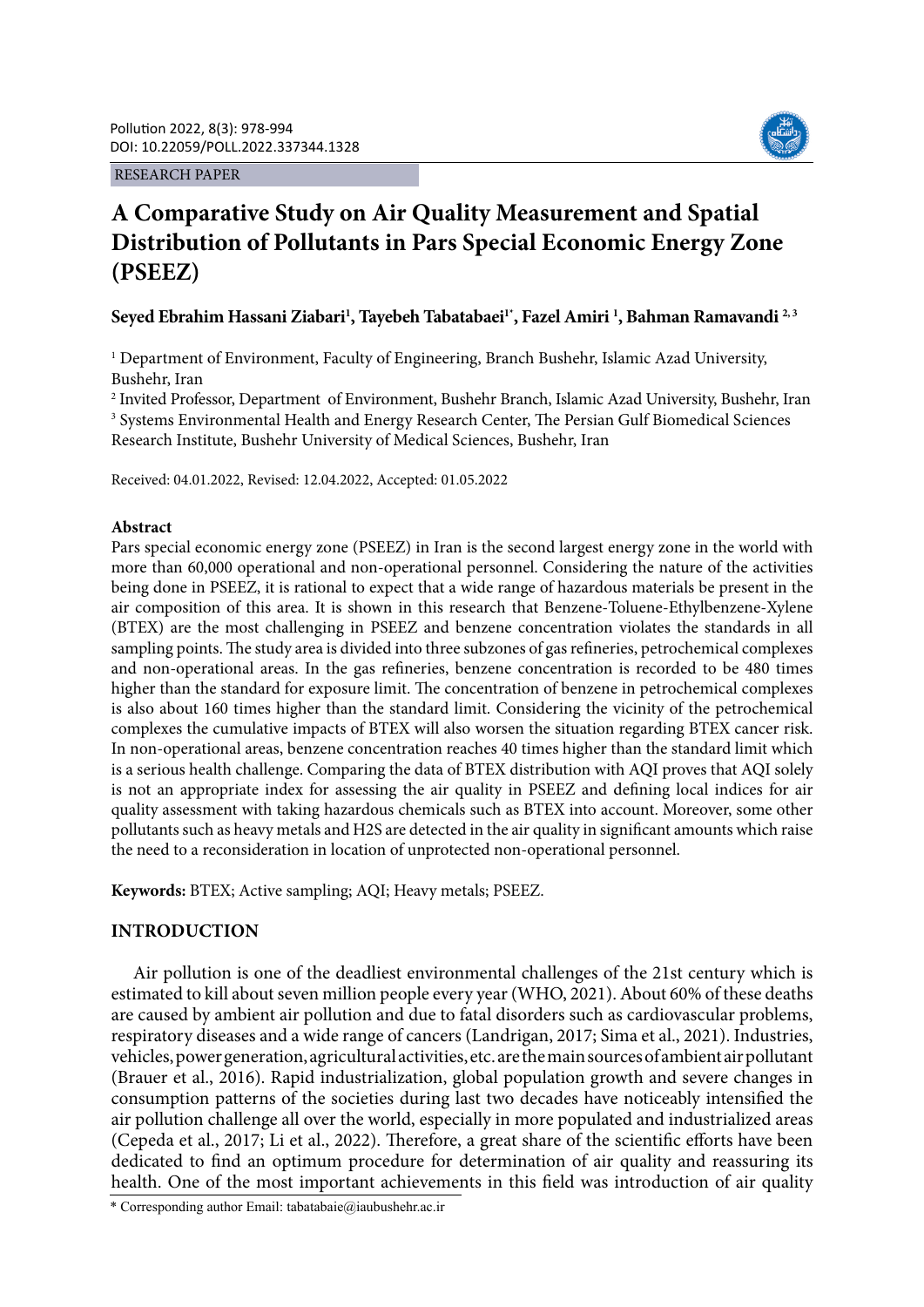RESEARCH PAPER

# A Comparative Study on Air Quality Measurement and Spatial Distribution of Pollutants in Pars Special Economic Energy Zone (PSEEZ)

**Seyed Ebrahim Hassani Ziabari[1], Tayebeh Tabatabaei[1*], Fazel Amiri [1], Bahman Ramavandi [2, 3]**

[1] Department of Environment, Faculty of Engineering, Branch Bushehr, Islamic Azad University, Bushehr, Iran

[2] Invited Professor, Department of Environment, Bushehr Branch, Islamic Azad University, Bushehr, Iran

[3] Systems Environmental Health and Energy Research Center, The Persian Gulf Biomedical Sciences Research Institute, Bushehr University of Medical Sciences, Bushehr, Iran

Received: 04.01.2022, Revised: 12.04.2022, Accepted: 01.05.2022

## Abstract

Pars special economic energy zone (PSEEZ) in Iran is the second largest energy zone in the world with more than 60,000 operational and non-operational personnel. Considering the nature of the activities being done in PSEEZ, it is rational to expect that a wide range of hazardous materials be present in the air composition of this area. It is shown in this research that Benzene-Toluene-Ethylbenzene-Xylene (BTEX) are the most challenging in PSEEZ and benzene concentration violates the standards in all sampling points. The study area is divided into three subzones of gas refineries, petrochemical complexes and non-operational areas. In the gas refineries, benzene concentration is recorded to be 480 times higher than the standard for exposure limit. The concentration of benzene in petrochemical complexes is also about 160 times higher than the standard limit. Considering the vicinity of the petrochemical complexes the cumulative impacts of BTEX will also worsen the situation regarding BTEX cancer risk. In non-operational areas, benzene concentration reaches 40 times higher than the standard limit which is a serious health challenge. Comparing the data of BTEX distribution with AQI proves that AQI solely is not an appropriate index for assessing the air quality in PSEEZ and defining local indices for air quality assessment with taking hazardous chemicals such as BTEX into account. Moreover, some other pollutants such as heavy metals and H2S are detected in the air quality in significant amounts which raise the need to a reconsideration in location of unprotected non-operational personnel.

**Keywords:** BTEX; Active sampling; AQI; Heavy metals; PSEEZ.

## INTRODUCTION

Air pollution is one of the deadliest environmental challenges of the 21st century which is estimated to kill about seven million people every year (WHO, 2021). About 60% of these deaths are caused by ambient air pollution and due to fatal disorders such as cardiovascular problems, respiratory diseases and a wide range of cancers (Landrigan, 2017; Sima et al., 2021). Industries, vehicles, power generation, agricultural activities, etc. are the main sources of ambient air pollutant (Brauer et al., 2016). Rapid industrialization, global population growth and severe changes in consumption patterns of the societies during last two decades have noticeably intensified the air pollution challenge all over the world, especially in more populated and industrialized areas (Cepeda et al., 2017; Li et al., 2022). Therefore, a great share of the scientific efforts have been dedicated to find an optimum procedure for determination of air quality and reassuring its health. One of the most important achievements in this field was introduction of air quality

* Corresponding author Email: tabatabaie@iaubushehr.ac.ir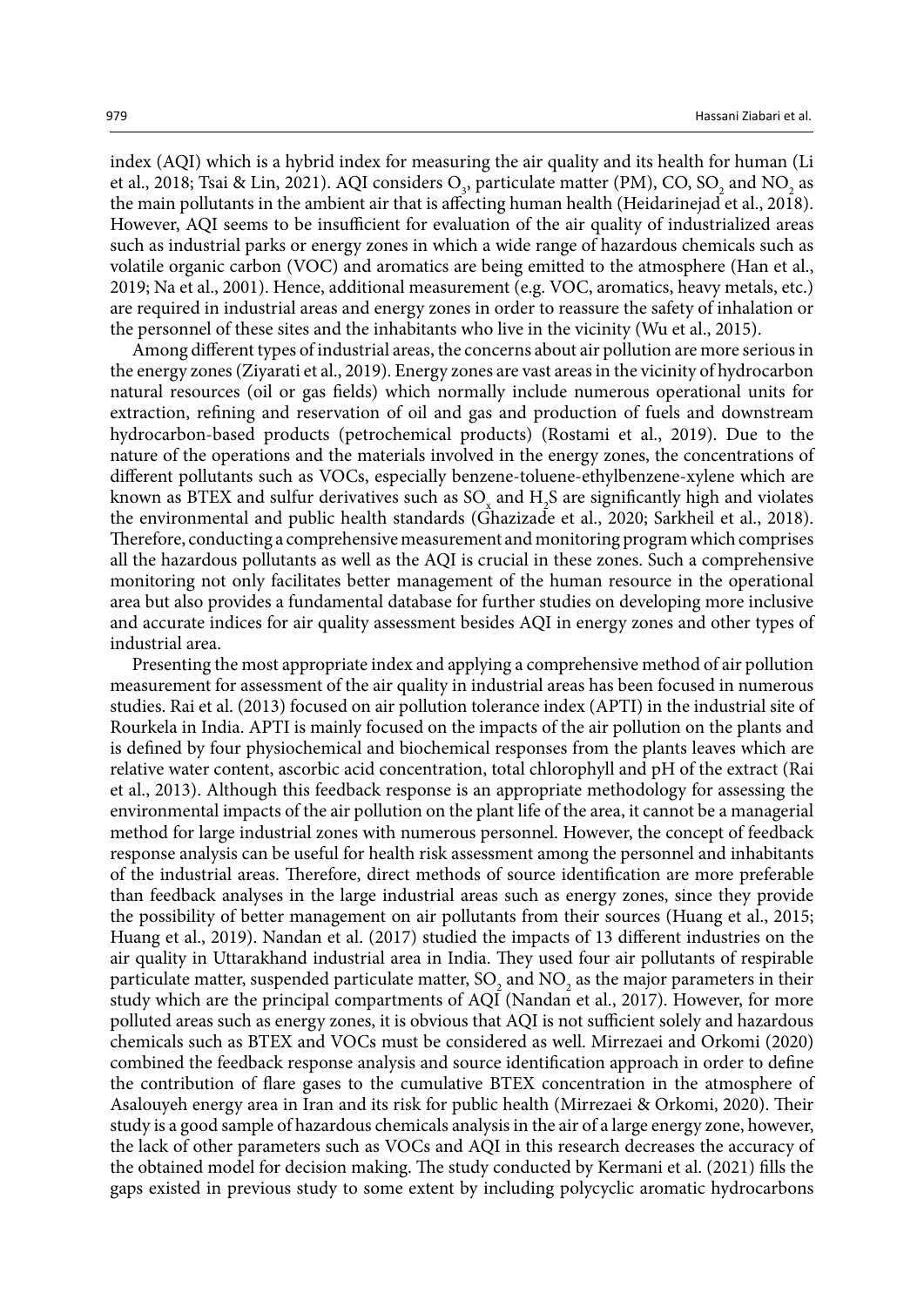index (AQI) which is a hybrid index for measuring the air quality and its health for human (Li et al., 2018; Tsai & Lin, 2021). AQI considers $O_3$, particulate matter (PM), CO, $SO_2$ and $NO_2$ as the main pollutants in the ambient air that is affecting human health (Heidarinejad et al., 2018). However, AQI seems to be insufficient for evaluation of the air quality of industrialized areas such as industrial parks or energy zones in which a wide range of hazardous chemicals such as volatile organic carbon (VOC) and aromatics are being emitted to the atmosphere (Han et al., 2019; Na et al., 2001). Hence, additional measurement (e.g. VOC, aromatics, heavy metals, etc.) are required in industrial areas and energy zones in order to reassure the safety of inhalation or the personnel of these sites and the inhabitants who live in the vicinity (Wu et al., 2015).

Among different types of industrial areas, the concerns about air pollution are more serious in the energy zones (Ziyarati et al., 2019). Energy zones are vast areas in the vicinity of hydrocarbon natural resources (oil or gas fields) which normally include numerous operational units for extraction, refining and reservation of oil and gas and production of fuels and downstream hydrocarbon-based products (petrochemical products) (Rostami et al., 2019). Due to the nature of the operations and the materials involved in the energy zones, the concentrations of different pollutants such as VOCs, especially benzene-toluene-ethylbenzene-xylene which are known as BTEX and sulfur derivatives such as $SO_x$ and $H_2S$ are significantly high and violates the environmental and public health standards (Ghazizade et al., 2020; Sarkheil et al., 2018). Therefore, conducting a comprehensive measurement and monitoring program which comprises all the hazardous pollutants as well as the AQI is crucial in these zones. Such a comprehensive monitoring not only facilitates better management of the human resource in the operational area but also provides a fundamental database for further studies on developing more inclusive and accurate indices for air quality assessment besides AQI in energy zones and other types of industrial area.

Presenting the most appropriate index and applying a comprehensive method of air pollution measurement for assessment of the air quality in industrial areas has been focused in numerous studies. Rai et al. (2013) focused on air pollution tolerance index (APTI) in the industrial site of Rourkela in India. APTI is mainly focused on the impacts of the air pollution on the plants and is defined by four physiochemical and biochemical responses from the plants leaves which are relative water content, ascorbic acid concentration, total chlorophyll and pH of the extract (Rai et al., 2013). Although this feedback response is an appropriate methodology for assessing the environmental impacts of the air pollution on the plant life of the area, it cannot be a managerial method for large industrial zones with numerous personnel. However, the concept of feedback response analysis can be useful for health risk assessment among the personnel and inhabitants of the industrial areas. Therefore, direct methods of source identification are more preferable than feedback analyses in the large industrial areas such as energy zones, since they provide the possibility of better management on air pollutants from their sources (Huang et al., 2015; Huang et al., 2019). Nandan et al. (2017) studied the impacts of 13 different industries on the air quality in Uttarakhand industrial area in India. They used four air pollutants of respirable particulate matter, suspended particulate matter, $SO_2$ and $NO_2$ as the major parameters in their study which are the principal compartments of AQI (Nandan et al., 2017). However, for more polluted areas such as energy zones, it is obvious that AQI is not sufficient solely and hazardous chemicals such as BTEX and VOCs must be considered as well. Mirrezaei and Orkomi (2020) combined the feedback response analysis and source identification approach in order to define the contribution of flare gases to the cumulative BTEX concentration in the atmosphere of Asalouyeh energy area in Iran and its risk for public health (Mirrezaei & Orkomi, 2020). Their study is a good sample of hazardous chemicals analysis in the air of a large energy zone, however, the lack of other parameters such as VOCs and AQI in this research decreases the accuracy of the obtained model for decision making. The study conducted by Kermani et al. (2021) fills the gaps existed in previous study to some extent by including polycyclic aromatic hydrocarbons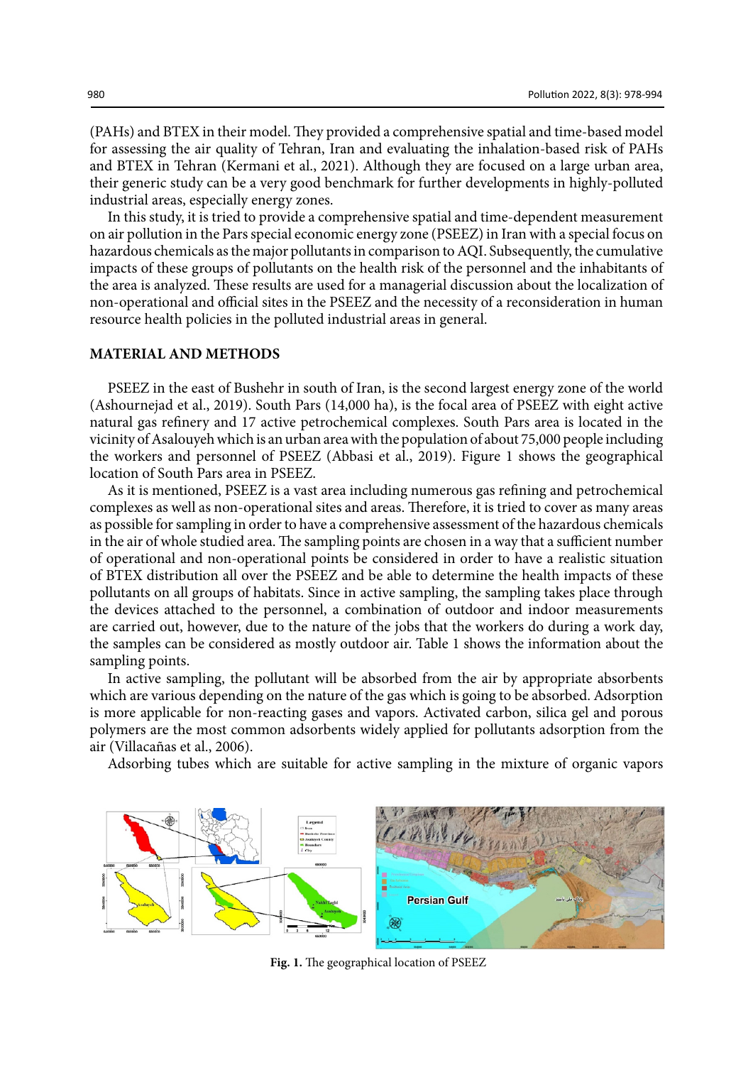(PAHs) and BTEX in their model. They provided a comprehensive spatial and time-based model for assessing the air quality of Tehran, Iran and evaluating the inhalation-based risk of PAHs and BTEX in Tehran (Kermani et al., 2021). Although they are focused on a large urban area, their generic study can be a very good benchmark for further developments in highly-polluted industrial areas, especially energy zones.

In this study, it is tried to provide a comprehensive spatial and time-dependent measurement on air pollution in the Pars special economic energy zone (PSEEZ) in Iran with a special focus on hazardous chemicals as the major pollutants in comparison to AQI. Subsequently, the cumulative impacts of these groups of pollutants on the health risk of the personnel and the inhabitants of the area is analyzed. These results are used for a managerial discussion about the localization of non-operational and official sites in the PSEEZ and the necessity of a reconsideration in human resource health policies in the polluted industrial areas in general.

## MATERIAL AND METHODS

PSEEZ in the east of Bushehr in south of Iran, is the second largest energy zone of the world (Ashournejad et al., 2019). South Pars (14,000 ha), is the focal area of PSEEZ with eight active natural gas refinery and 17 active petrochemical complexes. South Pars area is located in the vicinity of Asalouyeh which is an urban area with the population of about 75,000 people including the workers and personnel of PSEEZ (Abbasi et al., 2019). Figure 1 shows the geographical location of South Pars area in PSEEZ.

As it is mentioned, PSEEZ is a vast area including numerous gas refining and petrochemical complexes as well as non-operational sites and areas. Therefore, it is tried to cover as many areas as possible for sampling in order to have a comprehensive assessment of the hazardous chemicals in the air of whole studied area. The sampling points are chosen in a way that a sufficient number of operational and non-operational points be considered in order to have a realistic situation of BTEX distribution all over the PSEEZ and be able to determine the health impacts of these pollutants on all groups of habitats. Since in active sampling, the sampling takes place through the devices attached to the personnel, a combination of outdoor and indoor measurements are carried out, however, due to the nature of the jobs that the workers do during a work day, the samples can be considered as mostly outdoor air. Table 1 shows the information about the sampling points.

In active sampling, the pollutant will be absorbed from the air by appropriate absorbents which are various depending on the nature of the gas which is going to be absorbed. Adsorption is more applicable for non-reacting gases and vapors. Activated carbon, silica gel and porous polymers are the most common adsorbents widely applied for pollutants adsorption from the air (Villacañas et al., 2006).

Adsorbing tubes which are suitable for active sampling in the mixture of organic vapors

**Fig. 1.** The geographical location of PSEEZ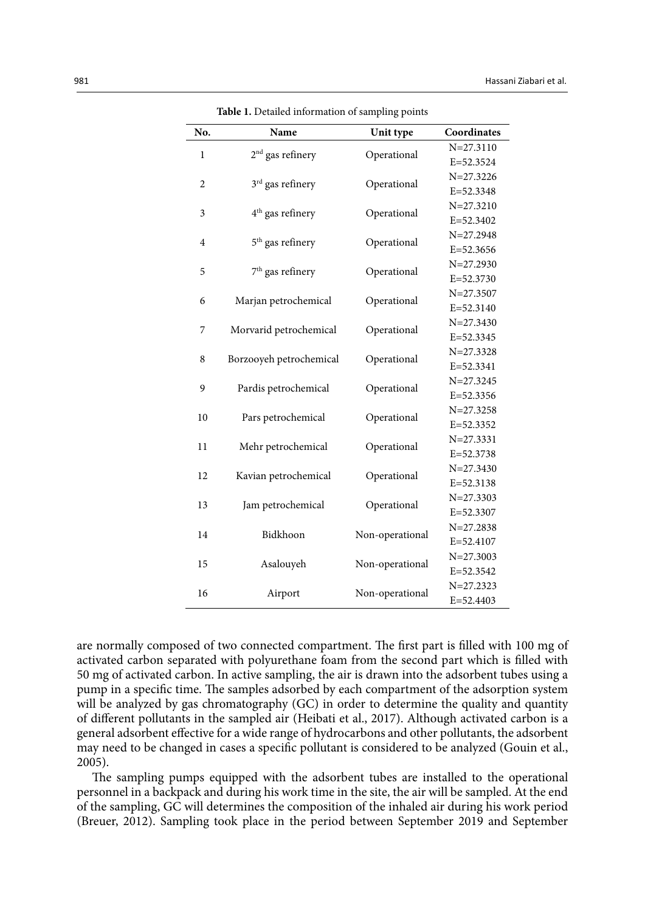**Table 1.** Detailed information of sampling points

| No. | Name | Unit type | Coordinates |
|---|---|---|---|
| 1 | 2nd gas refinery | Operational | N=27.3110<br>E=52.3524 |
| 2 | 3rd gas refinery | Operational | N=27.3226<br>E=52.3348 |
| 3 | 4th gas refinery | Operational | N=27.3210<br>E=52.3402 |
| 4 | 5th gas refinery | Operational | N=27.2948<br>E=52.3656 |
| 5 | 7th gas refinery | Operational | N=27.2930<br>E=52.3730 |
| 6 | Marjan petrochemical | Operational | N=27.3507<br>E=52.3140 |
| 7 | Morvarid petrochemical | Operational | N=27.3430<br>E=52.3345 |
| 8 | Borzooyeh petrochemical | Operational | N=27.3328<br>E=52.3341 |
| 9 | Pardis petrochemical | Operational | N=27.3245<br>E=52.3356 |
| 10 | Pars petrochemical | Operational | N=27.3258<br>E=52.3352 |
| 11 | Mehr petrochemical | Operational | N=27.3331<br>E=52.3738 |
| 12 | Kavian petrochemical | Operational | N=27.3430<br>E=52.3138 |
| 13 | Jam petrochemical | Operational | N=27.3303<br>E=52.3307 |
| 14 | Bidkhoon | Non-operational | N=27.2838<br>E=52.4107 |
| 15 | Asalouyeh | Non-operational | N=27.3003<br>E=52.3542 |
| 16 | Airport | Non-operational | N=27.2323<br>E=52.4403 |

are normally composed of two connected compartment. The first part is filled with 100 mg of activated carbon separated with polyurethane foam from the second part which is filled with 50 mg of activated carbon. In active sampling, the air is drawn into the adsorbent tubes using a pump in a specific time. The samples adsorbed by each compartment of the adsorption system will be analyzed by gas chromatography (GC) in order to determine the quality and quantity of different pollutants in the sampled air (Heibati et al., 2017). Although activated carbon is a general adsorbent effective for a wide range of hydrocarbons and other pollutants, the adsorbent may need to be changed in cases a specific pollutant is considered to be analyzed (Gouin et al., 2005).

The sampling pumps equipped with the adsorbent tubes are installed to the operational personnel in a backpack and during his work time in the site, the air will be sampled. At the end of the sampling, GC will determines the composition of the inhaled air during his work period (Breuer, 2012). Sampling took place in the period between September 2019 and September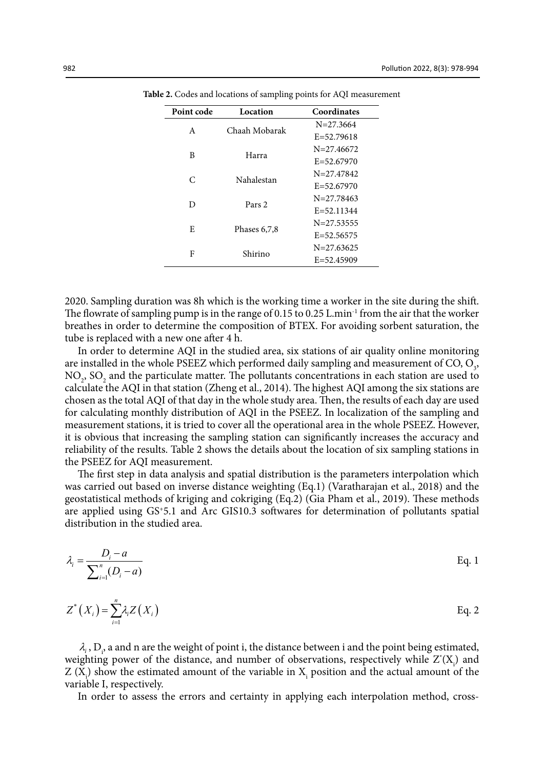**Table 2.** Codes and locations of sampling points for AQI measurement

| Point code | Location | Coordinates |
|---|---|---|
| A | Chaah Mobarak | N=27.3664<br>E=52.79618 |
| B | Harra | N=27.46672<br>E=52.67970 |
| C | Nahalestan | N=27.47842<br>E=52.67970 |
| D | Pars 2 | N=27.78463<br>E=52.11344 |
| E | Phases 6,7,8 | N=27.53555<br>E=52.56575 |
| F | Shirino | N=27.63625<br>E=52.45909 |

2020. Sampling duration was 8h which is the working time a worker in the site during the shift. The flowrate of sampling pump is in the range of 0.15 to 0.25 $L.min^{-1}$ from the air that the worker breathes in order to determine the composition of BTEX. For avoiding sorbent saturation, the tube is replaced with a new one after 4 h.

In order to determine AQI in the studied area, six stations of air quality online monitoring are installed in the whole PSEEZ which performed daily sampling and measurement of CO, $O_3$, $NO_2$, $SO_2$ and the particulate matter. The pollutants concentrations in each station are used to calculate the AQI in that station (Zheng et al., 2014). The highest AQI among the six stations are chosen as the total AQI of that day in the whole study area. Then, the results of each day are used for calculating monthly distribution of AQI in the PSEEZ. In localization of the sampling and measurement stations, it is tried to cover all the operational area in the whole PSEEZ. However, it is obvious that increasing the sampling station can significantly increases the accuracy and reliability of the results. Table 2 shows the details about the location of six sampling stations in the PSEEZ for AQI measurement.

The first step in data analysis and spatial distribution is the parameters interpolation which was carried out based on inverse distance weighting (Eq.1) (Varatharajan et al., 2018) and the geostatistical methods of kriging and cokriging (Eq.2) (Gia Pham et al., 2019). These methods are applied using GS+5.1 and Arc GIS10.3 softwares for determination of pollutants spatial distribution in the studied area.

$$\lambda_i = \frac{D_i - a}{\sum_{i=1}^{n}(D_i - a)} \quad \text{Eq. 1}$$

$$Z^*\left(X_i\right) = \sum_{i=1}^{n} \lambda_i Z\left(X_i\right) \quad \text{Eq. 2}$$

$\lambda_i$, $D_i$, a and n are the weight of point i, the distance between i and the point being estimated, weighting power of the distance, and number of observations, respectively while $Z^*(X_i)$ and $Z(X_i)$ show the estimated amount of the variable in $X_i$ position and the actual amount of the variable I, respectively.

In order to assess the errors and certainty in applying each interpolation method, cross-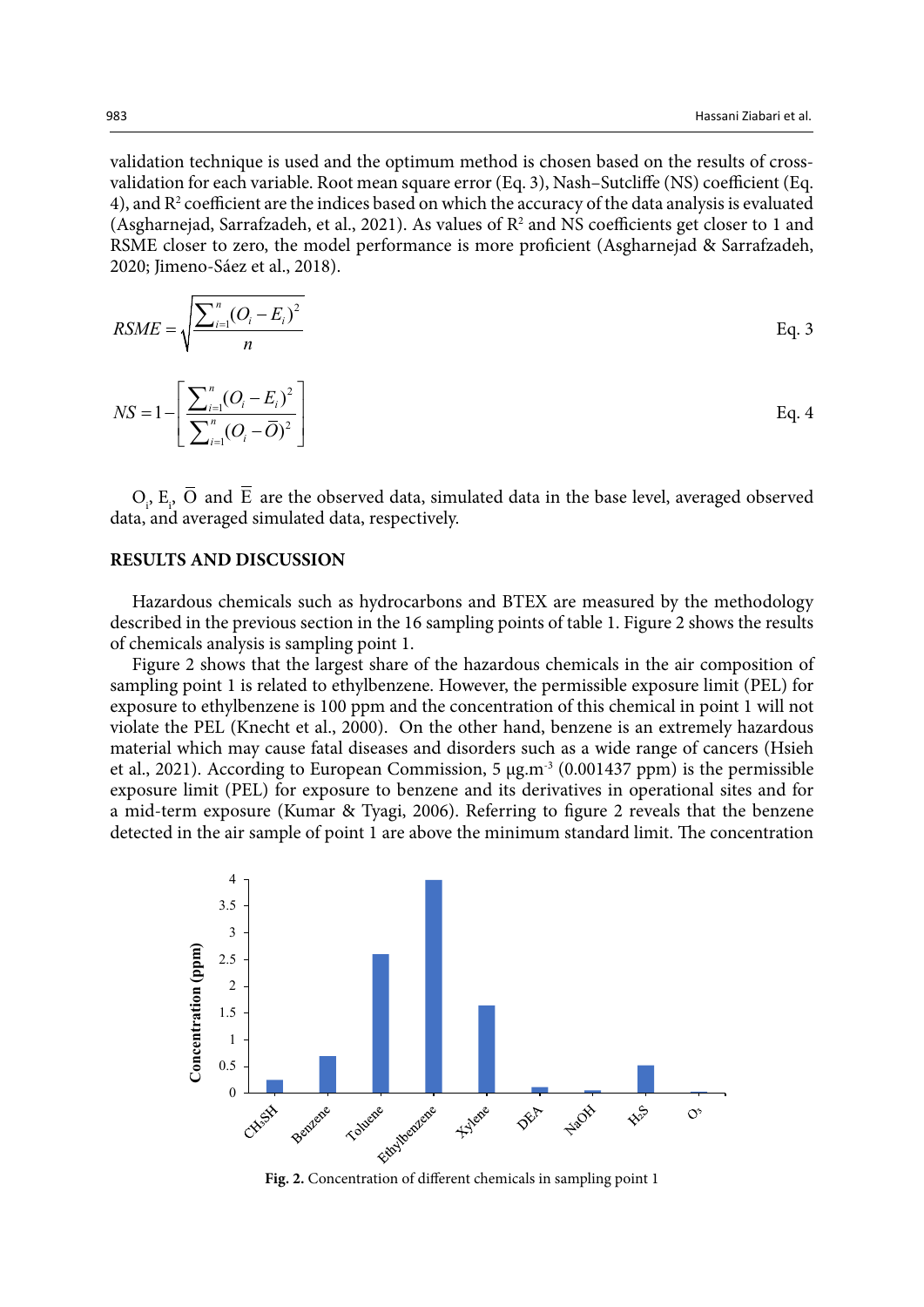validation technique is used and the optimum method is chosen based on the results of cross-validation for each variable. Root mean square error (Eq. 3), Nash–Sutcliffe (NS) coefficient (Eq. 4), and $R^2$ coefficient are the indices based on which the accuracy of the data analysis is evaluated (Asgharnejad, Sarrafzadeh, et al., 2021). As values of $R^2$ and NS coefficients get closer to 1 and RSME closer to zero, the model performance is more proficient (Asgharnejad & Sarrafzadeh, 2020; Jimeno-Sáez et al., 2018).

$$RSME = \sqrt{\frac{\sum_{i=1}^{n}(O_i - E_i)^2}{n}} \quad \text{Eq. 3}$$

$$NS = 1 - \left[\frac{\sum_{i=1}^{n}(O_i - E_i)^2}{\sum_{i=1}^{n}(O_i - \bar{O})^2}\right] \quad \text{Eq. 4}$$

$O_i$, $E_i$, $\bar{O}$ and $\bar{E}$ are the observed data, simulated data in the base level, averaged observed data, and averaged simulated data, respectively.

## RESULTS AND DISCUSSION

Hazardous chemicals such as hydrocarbons and BTEX are measured by the methodology described in the previous section in the 16 sampling points of table 1. Figure 2 shows the results of chemicals analysis is sampling point 1.

Figure 2 shows that the largest share of the hazardous chemicals in the air composition of sampling point 1 is related to ethylbenzene. However, the permissible exposure limit (PEL) for exposure to ethylbenzene is 100 ppm and the concentration of this chemical in point 1 will not violate the PEL (Knecht et al., 2000). On the other hand, benzene is an extremely hazardous material which may cause fatal diseases and disorders such as a wide range of cancers (Hsieh et al., 2021). According to European Commission, 5 $\mu g.m^{-3}$ (0.001437 ppm) is the permissible exposure limit (PEL) for exposure to benzene and its derivatives in operational sites and for a mid-term exposure (Kumar & Tyagi, 2006). Referring to figure 2 reveals that the benzene detected in the air sample of point 1 are above the minimum standard limit. The concentration

**Fig. 2.** Concentration of different chemicals in sampling point 1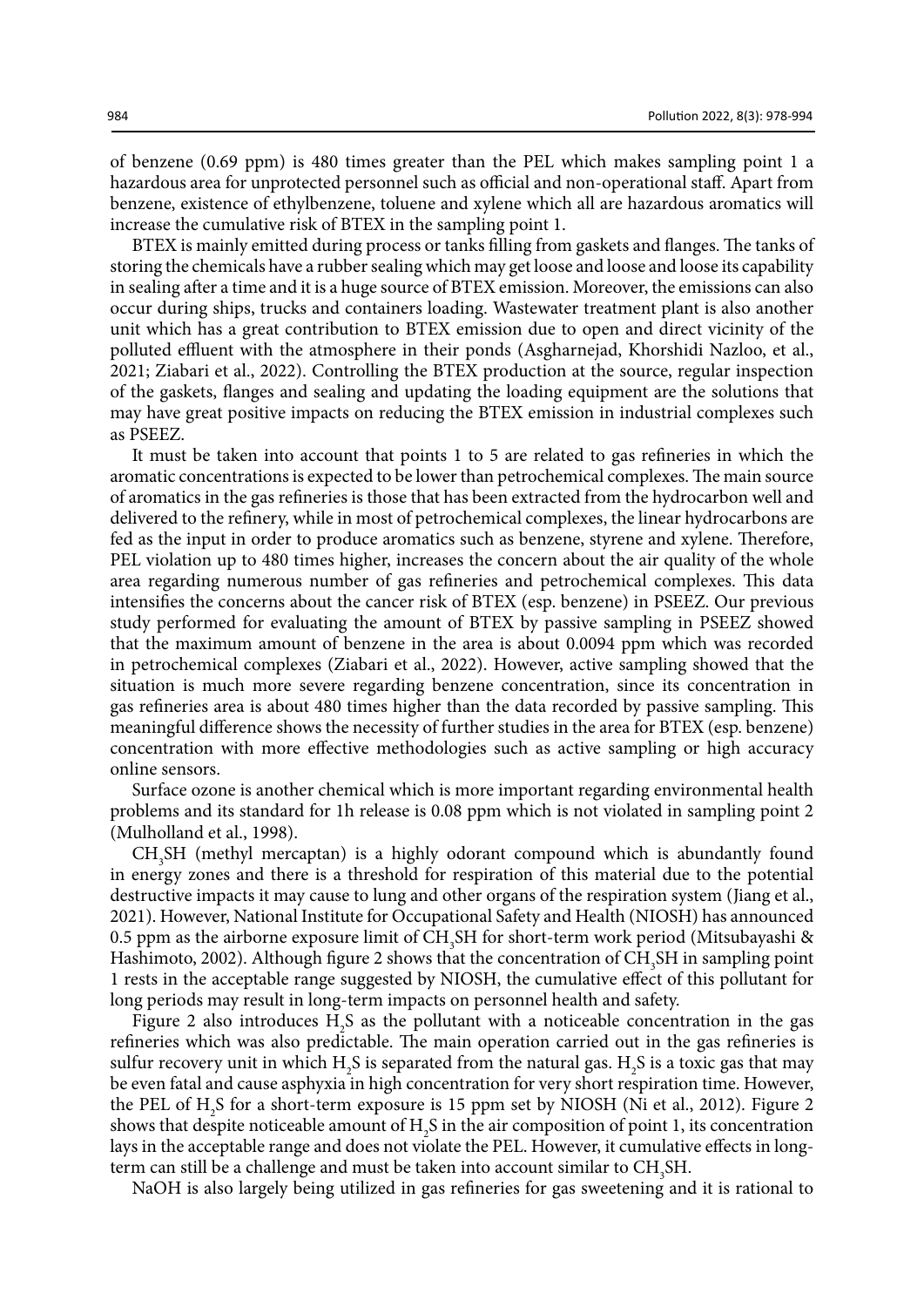of benzene (0.69 ppm) is 480 times greater than the PEL which makes sampling point 1 a hazardous area for unprotected personnel such as official and non-operational staff. Apart from benzene, existence of ethylbenzene, toluene and xylene which all are hazardous aromatics will increase the cumulative risk of BTEX in the sampling point 1.

BTEX is mainly emitted during process or tanks filling from gaskets and flanges. The tanks of storing the chemicals have a rubber sealing which may get loose and loose and loose its capability in sealing after a time and it is a huge source of BTEX emission. Moreover, the emissions can also occur during ships, trucks and containers loading. Wastewater treatment plant is also another unit which has a great contribution to BTEX emission due to open and direct vicinity of the polluted effluent with the atmosphere in their ponds (Asgharnejad, Khorshidi Nazloo, et al., 2021; Ziabari et al., 2022). Controlling the BTEX production at the source, regular inspection of the gaskets, flanges and sealing and updating the loading equipment are the solutions that may have great positive impacts on reducing the BTEX emission in industrial complexes such as PSEEZ.

It must be taken into account that points 1 to 5 are related to gas refineries in which the aromatic concentrations is expected to be lower than petrochemical complexes. The main source of aromatics in the gas refineries is those that has been extracted from the hydrocarbon well and delivered to the refinery, while in most of petrochemical complexes, the linear hydrocarbons are fed as the input in order to produce aromatics such as benzene, styrene and xylene. Therefore, PEL violation up to 480 times higher, increases the concern about the air quality of the whole area regarding numerous number of gas refineries and petrochemical complexes. This data intensifies the concerns about the cancer risk of BTEX (esp. benzene) in PSEEZ. Our previous study performed for evaluating the amount of BTEX by passive sampling in PSEEZ showed that the maximum amount of benzene in the area is about 0.0094 ppm which was recorded in petrochemical complexes (Ziabari et al., 2022). However, active sampling showed that the situation is much more severe regarding benzene concentration, since its concentration in gas refineries area is about 480 times higher than the data recorded by passive sampling. This meaningful difference shows the necessity of further studies in the area for BTEX (esp. benzene) concentration with more effective methodologies such as active sampling or high accuracy online sensors.

Surface ozone is another chemical which is more important regarding environmental health problems and its standard for 1h release is 0.08 ppm which is not violated in sampling point 2 (Mulholland et al., 1998).

$CH_3SH$ (methyl mercaptan) is a highly odorant compound which is abundantly found in energy zones and there is a threshold for respiration of this material due to the potential destructive impacts it may cause to lung and other organs of the respiration system (Jiang et al., 2021). However, National Institute for Occupational Safety and Health (NIOSH) has announced 0.5 ppm as the airborne exposure limit of $CH_3SH$ for short-term work period (Mitsubayashi & Hashimoto, 2002). Although figure 2 shows that the concentration of $CH_3SH$ in sampling point 1 rests in the acceptable range suggested by NIOSH, the cumulative effect of this pollutant for long periods may result in long-term impacts on personnel health and safety.

Figure 2 also introduces $H_2S$ as the pollutant with a noticeable concentration in the gas refineries which was also predictable. The main operation carried out in the gas refineries is sulfur recovery unit in which $H_2S$ is separated from the natural gas. $H_2S$ is a toxic gas that may be even fatal and cause asphyxia in high concentration for very short respiration time. However, the PEL of $H_2S$ for a short-term exposure is 15 ppm set by NIOSH (Ni et al., 2012). Figure 2 shows that despite noticeable amount of $H_2S$ in the air composition of point 1, its concentration lays in the acceptable range and does not violate the PEL. However, it cumulative effects in long-term can still be a challenge and must be taken into account similar to $CH_3SH$.

NaOH is also largely being utilized in gas refineries for gas sweetening and it is rational to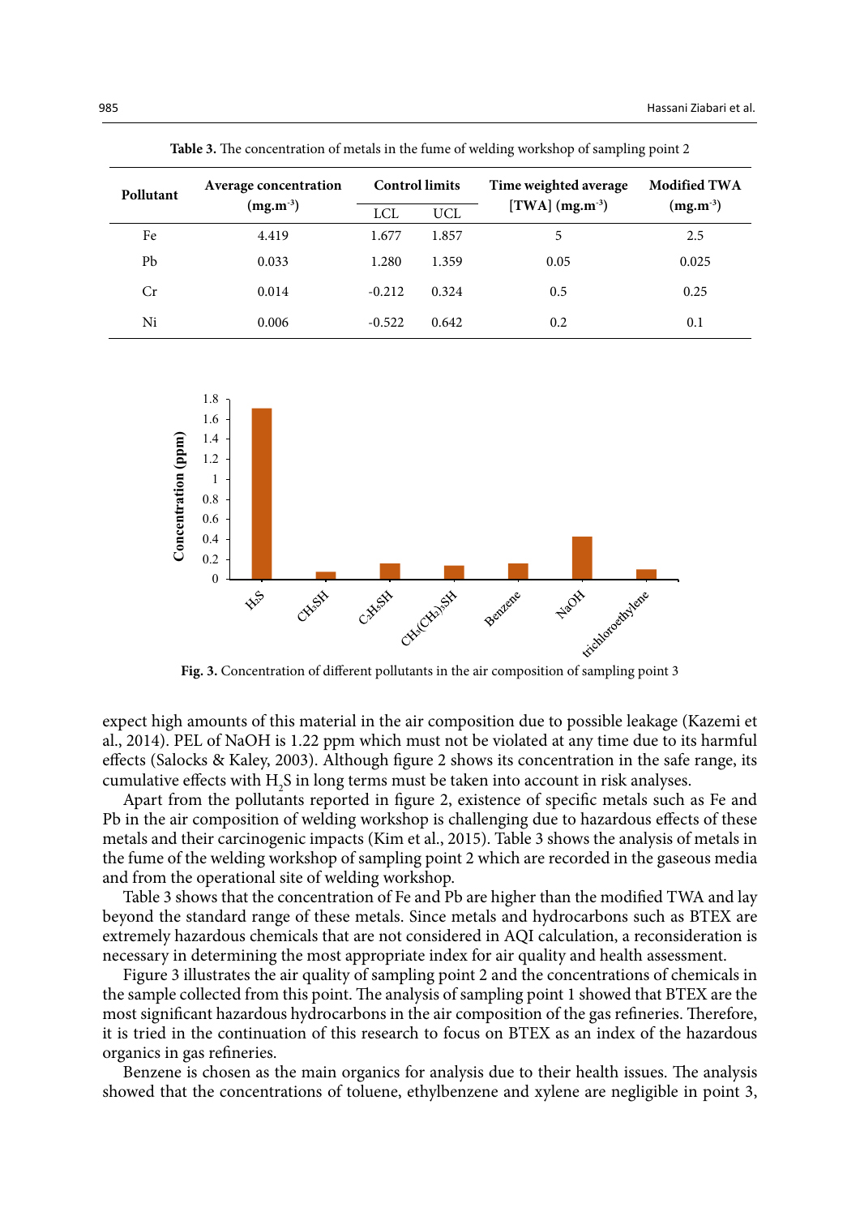**Table 3.** The concentration of metals in the fume of welding workshop of sampling point 2

| Pollutant | Average concentration ($mg.m^{-3}$) | Control limits | | Time weighted average [TWA] ($mg.m^{-3}$) | Modified TWA ($mg.m^{-3}$) |
|---|---|---|---|---|---|
| | | LCL | UCL | | |
| Fe | 4.419 | 1.677 | 1.857 | 5 | 2.5 |
| Pb | 0.033 | 1.280 | 1.359 | 0.05 | 0.025 |
| Cr | 0.014 | -0.212 | 0.324 | 0.5 | 0.25 |
| Ni | 0.006 | -0.522 | 0.642 | 0.2 | 0.1 |

**Fig. 3.** Concentration of different pollutants in the air composition of sampling point 3

expect high amounts of this material in the air composition due to possible leakage (Kazemi et al., 2014). PEL of NaOH is 1.22 ppm which must not be violated at any time due to its harmful effects (Salocks & Kaley, 2003). Although figure 2 shows its concentration in the safe range, its cumulative effects with $H_2S$ in long terms must be taken into account in risk analyses.

Apart from the pollutants reported in figure 2, existence of specific metals such as Fe and Pb in the air composition of welding workshop is challenging due to hazardous effects of these metals and their carcinogenic impacts (Kim et al., 2015). Table 3 shows the analysis of metals in the fume of the welding workshop of sampling point 2 which are recorded in the gaseous media and from the operational site of welding workshop.

Table 3 shows that the concentration of Fe and Pb are higher than the modified TWA and lay beyond the standard range of these metals. Since metals and hydrocarbons such as BTEX are extremely hazardous chemicals that are not considered in AQI calculation, a reconsideration is necessary in determining the most appropriate index for air quality and health assessment.

Figure 3 illustrates the air quality of sampling point 2 and the concentrations of chemicals in the sample collected from this point. The analysis of sampling point 1 showed that BTEX are the most significant hazardous hydrocarbons in the air composition of the gas refineries. Therefore, it is tried in the continuation of this research to focus on BTEX as an index of the hazardous organics in gas refineries.

Benzene is chosen as the main organics for analysis due to their health issues. The analysis showed that the concentrations of toluene, ethylbenzene and xylene are negligible in point 3,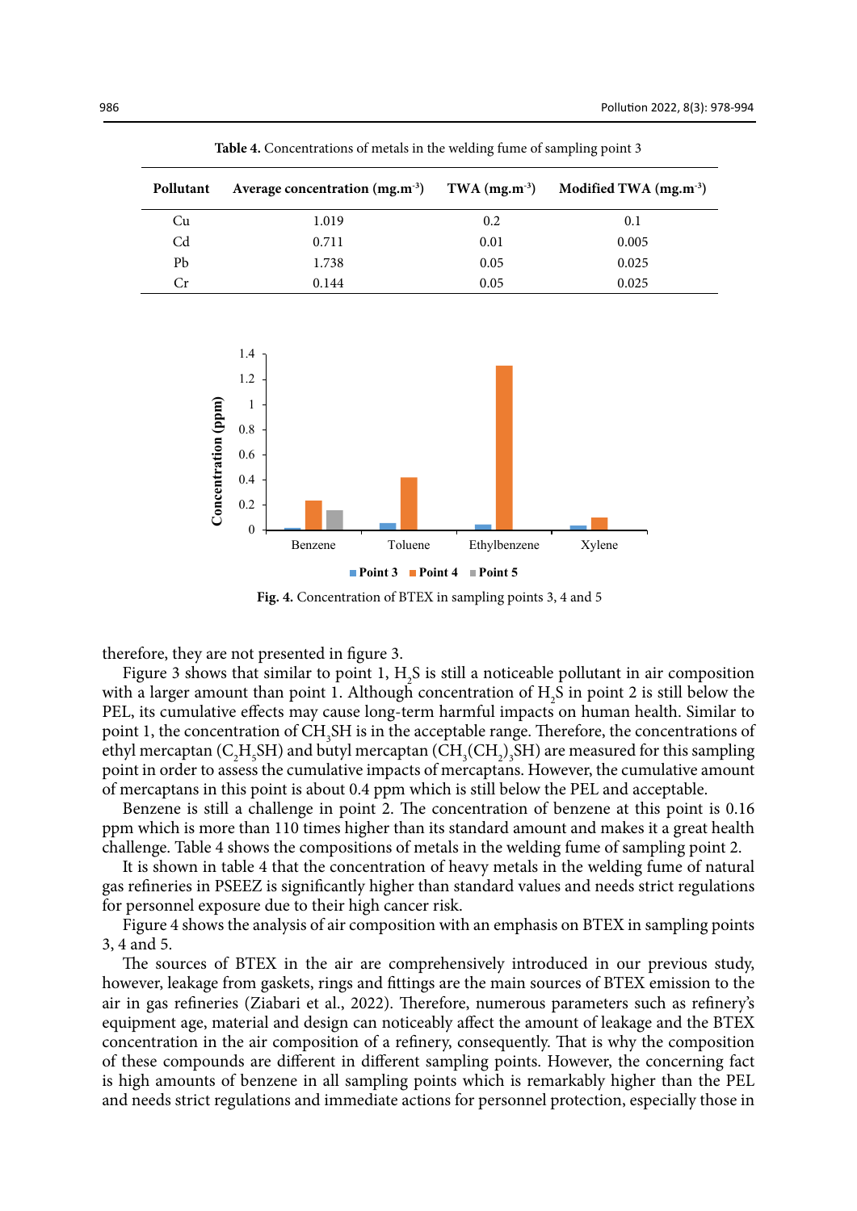**Table 4.** Concentrations of metals in the welding fume of sampling point 3

| Pollutant | Average concentration (mg.m$^{-3}$) | TWA (mg.m$^{-3}$) | Modified TWA (mg.m$^{-3}$) |
|---|---|---|---|
| Cu | 1.019 | 0.2 | 0.1 |
| Cd | 0.711 | 0.01 | 0.005 |
| Pb | 1.738 | 0.05 | 0.025 |
| Cr | 0.144 | 0.05 | 0.025 |

**Fig. 4.** Concentration of BTEX in sampling points 3, 4 and 5

therefore, they are not presented in figure 3.

Figure 3 shows that similar to point 1, $H_2S$ is still a noticeable pollutant in air composition with a larger amount than point 1. Although concentration of $H_2S$ in point 2 is still below the PEL, its cumulative effects may cause long-term harmful impacts on human health. Similar to point 1, the concentration of $CH_3SH$ is in the acceptable range. Therefore, the concentrations of ethyl mercaptan ($C_2H_5SH$) and butyl mercaptan ($CH_3(CH_2)_3SH$) are measured for this sampling point in order to assess the cumulative impacts of mercaptans. However, the cumulative amount of mercaptans in this point is about 0.4 ppm which is still below the PEL and acceptable.

Benzene is still a challenge in point 2. The concentration of benzene at this point is 0.16 ppm which is more than 110 times higher than its standard amount and makes it a great health challenge. Table 4 shows the compositions of metals in the welding fume of sampling point 2.

It is shown in table 4 that the concentration of heavy metals in the welding fume of natural gas refineries in PSEEZ is significantly higher than standard values and needs strict regulations for personnel exposure due to their high cancer risk.

Figure 4 shows the analysis of air composition with an emphasis on BTEX in sampling points 3, 4 and 5.

The sources of BTEX in the air are comprehensively introduced in our previous study, however, leakage from gaskets, rings and fittings are the main sources of BTEX emission to the air in gas refineries (Ziabari et al., 2022). Therefore, numerous parameters such as refinery's equipment age, material and design can noticeably affect the amount of leakage and the BTEX concentration in the air composition of a refinery, consequently. That is why the composition of these compounds are different in different sampling points. However, the concerning fact is high amounts of benzene in all sampling points which is remarkably higher than the PEL and needs strict regulations and immediate actions for personnel protection, especially those in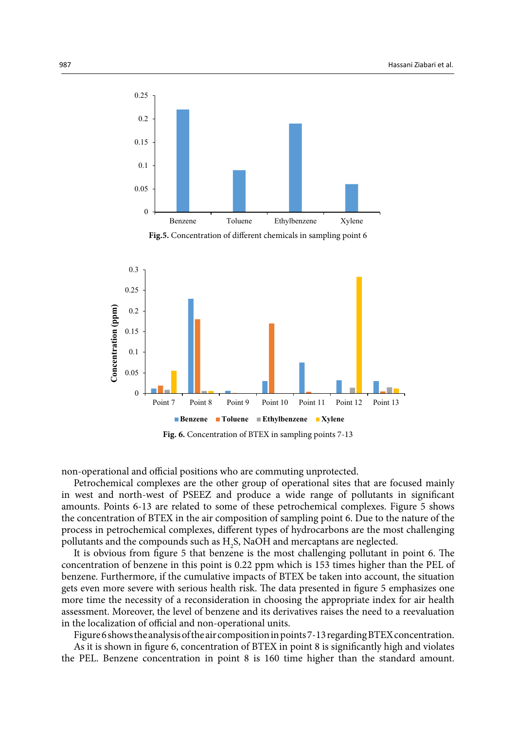**Fig.5.** Concentration of different chemicals in sampling point 6

**Fig. 6.** Concentration of BTEX in sampling points 7-13

non-operational and official positions who are commuting unprotected.

Petrochemical complexes are the other group of operational sites that are focused mainly in west and north-west of PSEEZ and produce a wide range of pollutants in significant amounts. Points 6-13 are related to some of these petrochemical complexes. Figure 5 shows the concentration of BTEX in the air composition of sampling point 6. Due to the nature of the process in petrochemical complexes, different types of hydrocarbons are the most challenging pollutants and the compounds such as $H_2S$, NaOH and mercaptans are neglected.

It is obvious from figure 5 that benzene is the most challenging pollutant in point 6. The concentration of benzene in this point is 0.22 ppm which is 153 times higher than the PEL of benzene. Furthermore, if the cumulative impacts of BTEX be taken into account, the situation gets even more severe with serious health risk. The data presented in figure 5 emphasizes one more time the necessity of a reconsideration in choosing the appropriate index for air health assessment. Moreover, the level of benzene and its derivatives raises the need to a reevaluation in the localization of official and non-operational units.

Figure 6 shows the analysis of the air composition in points 7-13 regarding BTEX concentration.

As it is shown in figure 6, concentration of BTEX in point 8 is significantly high and violates the PEL. Benzene concentration in point 8 is 160 time higher than the standard amount.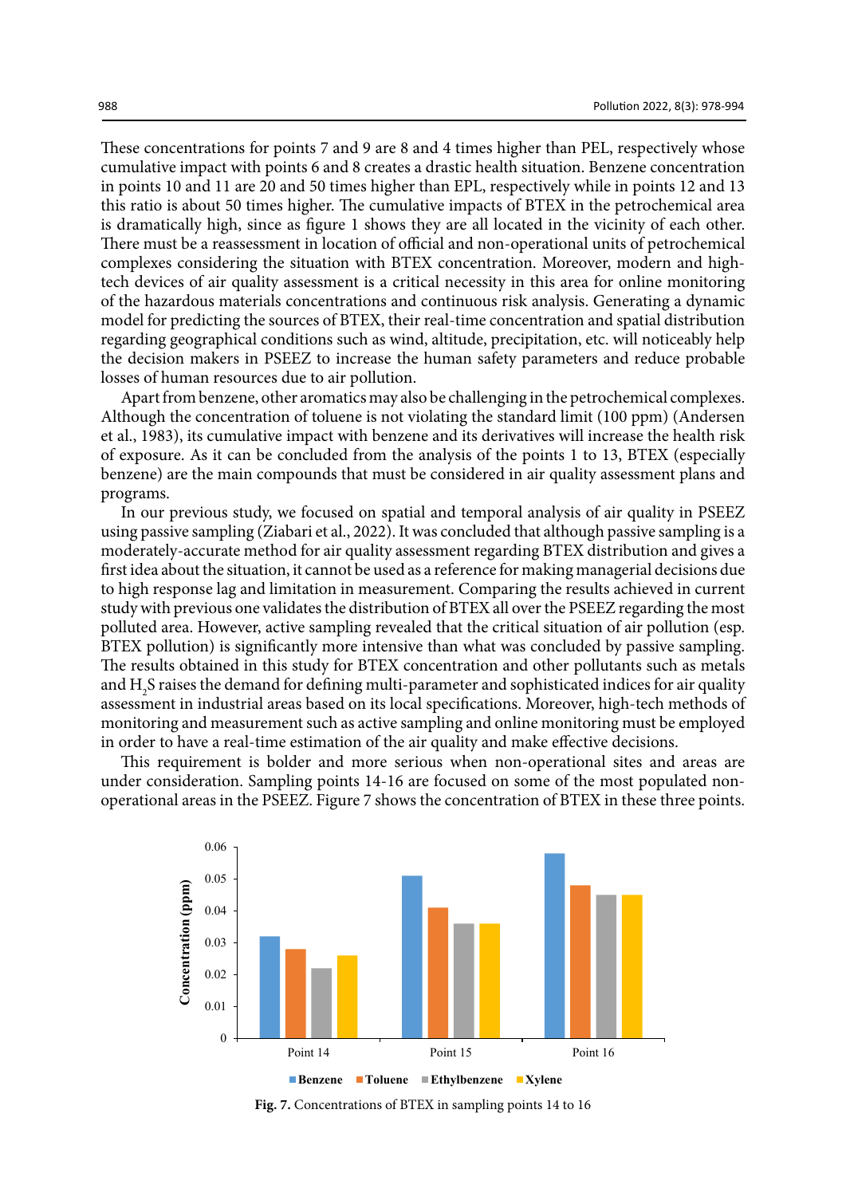These concentrations for points 7 and 9 are 8 and 4 times higher than PEL, respectively whose cumulative impact with points 6 and 8 creates a drastic health situation. Benzene concentration in points 10 and 11 are 20 and 50 times higher than EPL, respectively while in points 12 and 13 this ratio is about 50 times higher. The cumulative impacts of BTEX in the petrochemical area is dramatically high, since as figure 1 shows they are all located in the vicinity of each other. There must be a reassessment in location of official and non-operational units of petrochemical complexes considering the situation with BTEX concentration. Moreover, modern and high-tech devices of air quality assessment is a critical necessity in this area for online monitoring of the hazardous materials concentrations and continuous risk analysis. Generating a dynamic model for predicting the sources of BTEX, their real-time concentration and spatial distribution regarding geographical conditions such as wind, altitude, precipitation, etc. will noticeably help the decision makers in PSEEZ to increase the human safety parameters and reduce probable losses of human resources due to air pollution.

Apart from benzene, other aromatics may also be challenging in the petrochemical complexes. Although the concentration of toluene is not violating the standard limit (100 ppm) (Andersen et al., 1983), its cumulative impact with benzene and its derivatives will increase the health risk of exposure. As it can be concluded from the analysis of the points 1 to 13, BTEX (especially benzene) are the main compounds that must be considered in air quality assessment plans and programs.

In our previous study, we focused on spatial and temporal analysis of air quality in PSEEZ using passive sampling (Ziabari et al., 2022). It was concluded that although passive sampling is a moderately-accurate method for air quality assessment regarding BTEX distribution and gives a first idea about the situation, it cannot be used as a reference for making managerial decisions due to high response lag and limitation in measurement. Comparing the results achieved in current study with previous one validates the distribution of BTEX all over the PSEEZ regarding the most polluted area. However, active sampling revealed that the critical situation of air pollution (esp. BTEX pollution) is significantly more intensive than what was concluded by passive sampling. The results obtained in this study for BTEX concentration and other pollutants such as metals and $H_2S$ raises the demand for defining multi-parameter and sophisticated indices for air quality assessment in industrial areas based on its local specifications. Moreover, high-tech methods of monitoring and measurement such as active sampling and online monitoring must be employed in order to have a real-time estimation of the air quality and make effective decisions.

This requirement is bolder and more serious when non-operational sites and areas are under consideration. Sampling points 14-16 are focused on some of the most populated non-operational areas in the PSEEZ. Figure 7 shows the concentration of BTEX in these three points.

**Fig. 7.** Concentrations of BTEX in sampling points 14 to 16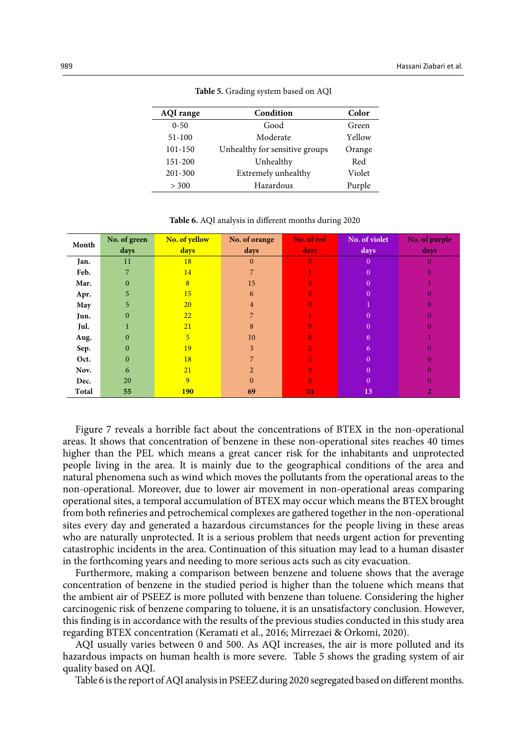**Table 5.** Grading system based on AQI

| AQI range | Condition | Color |
|---|---|---|
| 0-50 | Good | Green |
| 51-100 | Moderate | Yellow |
| 101-150 | Unhealthy for sensitive groups | Orange |
| 151-200 | Unhealthy | Red |
| 201-300 | Extremely unhealthy | Violet |
| > 300 | Hazardous | Purple |

**Table 6.** AQI analysis in different months during 2020

| Month | No. of green days | No. of yellow days | No. of orange days | No. of red days | No. of violet days | No. of purple days |
|---|---|---|---|---|---|---|
| **Jan.** | 11 | 18 | 0 | 0 | 0 | 0 |
| **Feb.** | 7 | 14 | 7 | 1 | 0 | 0 |
| **Mar.** | 0 | 8 | 15 | 4 | 0 | 1 |
| **Apr.** | 5 | 15 | 6 | 4 | 0 | 0 |
| **May** | 5 | 20 | 4 | 0 | 1 | 0 |
| **Jun.** | 0 | 22 | 7 | 1 | 0 | 0 |
| **Jul.** | 1 | 21 | 8 | 0 | 0 | 0 |
| **Aug.** | 0 | 5 | 10 | 8 | 6 | 1 |
| **Sep.** | 0 | 19 | 3 | 2 | 6 | 0 |
| **Oct.** | 0 | 18 | 7 | 4 | 0 | 0 |
| **Nov.** | 6 | 21 | 2 | 0 | 0 | 0 |
| **Dec.** | 20 | 9 | 0 | 0 | 0 | 0 |
| **Total** | **55** | **190** | **69** | **24** | **13** | **2** |

Figure 7 reveals a horrible fact about the concentrations of BTEX in the non-operational areas. It shows that concentration of benzene in these non-operational sites reaches 40 times higher than the PEL which means a great cancer risk for the inhabitants and unprotected people living in the area. It is mainly due to the geographical conditions of the area and natural phenomena such as wind which moves the pollutants from the operational areas to the non-operational. Moreover, due to lower air movement in non-operational areas comparing operational sites, a temporal accumulation of BTEX may occur which means the BTEX brought from both refineries and petrochemical complexes are gathered together in the non-operational sites every day and generated a hazardous circumstances for the people living in these areas who are naturally unprotected. It is a serious problem that needs urgent action for preventing catastrophic incidents in the area. Continuation of this situation may lead to a human disaster in the forthcoming years and needing to more serious acts such as city evacuation.

Furthermore, making a comparison between benzene and toluene shows that the average concentration of benzene in the studied period is higher than the toluene which means that the ambient air of PSEEZ is more polluted with benzene than toluene. Considering the higher carcinogenic risk of benzene comparing to toluene, it is an unsatisfactory conclusion. However, this finding is in accordance with the results of the previous studies conducted in this study area regarding BTEX concentration (Keramati et al., 2016; Mirrezaei & Orkomi, 2020).

AQI usually varies between 0 and 500. As AQI increases, the air is more polluted and its hazardous impacts on human health is more severe. Table 5 shows the grading system of air quality based on AQI.

Table 6 is the report of AQI analysis in PSEEZ during 2020 segregated based on different months.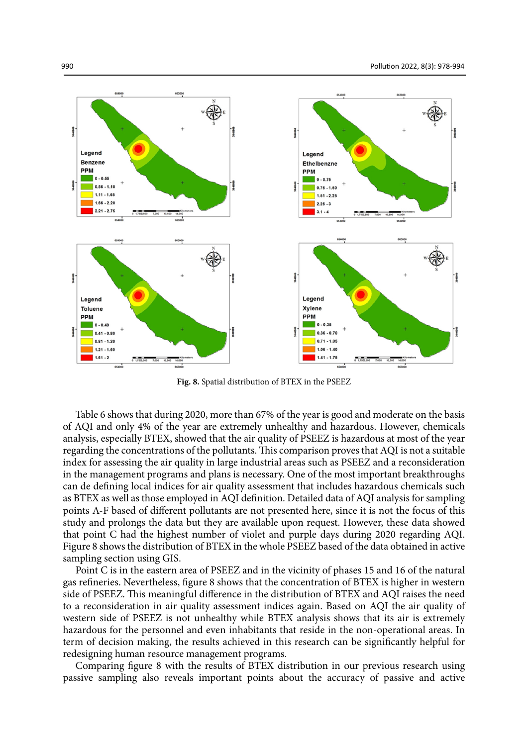**Fig. 8.** Spatial distribution of BTEX in the PSEEZ

Table 6 shows that during 2020, more than 67% of the year is good and moderate on the basis of AQI and only 4% of the year are extremely unhealthy and hazardous. However, chemicals analysis, especially BTEX, showed that the air quality of PSEEZ is hazardous at most of the year regarding the concentrations of the pollutants. This comparison proves that AQI is not a suitable index for assessing the air quality in large industrial areas such as PSEEZ and a reconsideration in the management programs and plans is necessary. One of the most important breakthroughs can de defining local indices for air quality assessment that includes hazardous chemicals such as BTEX as well as those employed in AQI definition. Detailed data of AQI analysis for sampling points A-F based of different pollutants are not presented here, since it is not the focus of this study and prolongs the data but they are available upon request. However, these data showed that point C had the highest number of violet and purple days during 2020 regarding AQI. Figure 8 shows the distribution of BTEX in the whole PSEEZ based of the data obtained in active sampling section using GIS.

Point C is in the eastern area of PSEEZ and in the vicinity of phases 15 and 16 of the natural gas refineries. Nevertheless, figure 8 shows that the concentration of BTEX is higher in western side of PSEEZ. This meaningful difference in the distribution of BTEX and AQI raises the need to a reconsideration in air quality assessment indices again. Based on AQI the air quality of western side of PSEEZ is not unhealthy while BTEX analysis shows that its air is extremely hazardous for the personnel and even inhabitants that reside in the non-operational areas. In term of decision making, the results achieved in this research can be significantly helpful for redesigning human resource management programs.

Comparing figure 8 with the results of BTEX distribution in our previous research using passive sampling also reveals important points about the accuracy of passive and active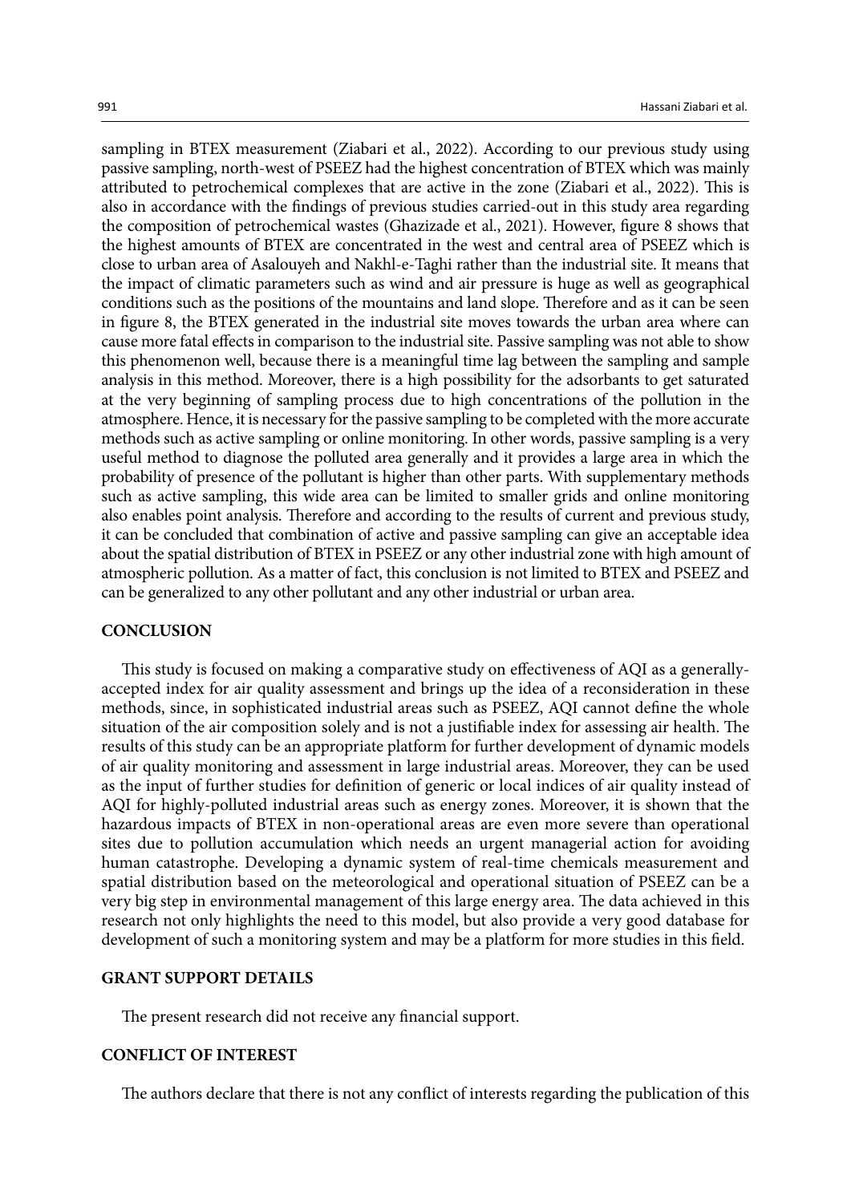sampling in BTEX measurement (Ziabari et al., 2022). According to our previous study using passive sampling, north-west of PSEEZ had the highest concentration of BTEX which was mainly attributed to petrochemical complexes that are active in the zone (Ziabari et al., 2022). This is also in accordance with the findings of previous studies carried-out in this study area regarding the composition of petrochemical wastes (Ghazizade et al., 2021). However, figure 8 shows that the highest amounts of BTEX are concentrated in the west and central area of PSEEZ which is close to urban area of Asalouyeh and Nakhl-e-Taghi rather than the industrial site. It means that the impact of climatic parameters such as wind and air pressure is huge as well as geographical conditions such as the positions of the mountains and land slope. Therefore and as it can be seen in figure 8, the BTEX generated in the industrial site moves towards the urban area where can cause more fatal effects in comparison to the industrial site. Passive sampling was not able to show this phenomenon well, because there is a meaningful time lag between the sampling and sample analysis in this method. Moreover, there is a high possibility for the adsorbants to get saturated at the very beginning of sampling process due to high concentrations of the pollution in the atmosphere. Hence, it is necessary for the passive sampling to be completed with the more accurate methods such as active sampling or online monitoring. In other words, passive sampling is a very useful method to diagnose the polluted area generally and it provides a large area in which the probability of presence of the pollutant is higher than other parts. With supplementary methods such as active sampling, this wide area can be limited to smaller grids and online monitoring also enables point analysis. Therefore and according to the results of current and previous study, it can be concluded that combination of active and passive sampling can give an acceptable idea about the spatial distribution of BTEX in PSEEZ or any other industrial zone with high amount of atmospheric pollution. As a matter of fact, this conclusion is not limited to BTEX and PSEEZ and can be generalized to any other pollutant and any other industrial or urban area.

## CONCLUSION

This study is focused on making a comparative study on effectiveness of AQI as a generally-accepted index for air quality assessment and brings up the idea of a reconsideration in these methods, since, in sophisticated industrial areas such as PSEEZ, AQI cannot define the whole situation of the air composition solely and is not a justifiable index for assessing air health. The results of this study can be an appropriate platform for further development of dynamic models of air quality monitoring and assessment in large industrial areas. Moreover, they can be used as the input of further studies for definition of generic or local indices of air quality instead of AQI for highly-polluted industrial areas such as energy zones. Moreover, it is shown that the hazardous impacts of BTEX in non-operational areas are even more severe than operational sites due to pollution accumulation which needs an urgent managerial action for avoiding human catastrophe. Developing a dynamic system of real-time chemicals measurement and spatial distribution based on the meteorological and operational situation of PSEEZ can be a very big step in environmental management of this large energy area. The data achieved in this research not only highlights the need to this model, but also provide a very good database for development of such a monitoring system and may be a platform for more studies in this field.

## GRANT SUPPORT DETAILS

The present research did not receive any financial support.

## CONFLICT OF INTEREST

The authors declare that there is not any conflict of interests regarding the publication of this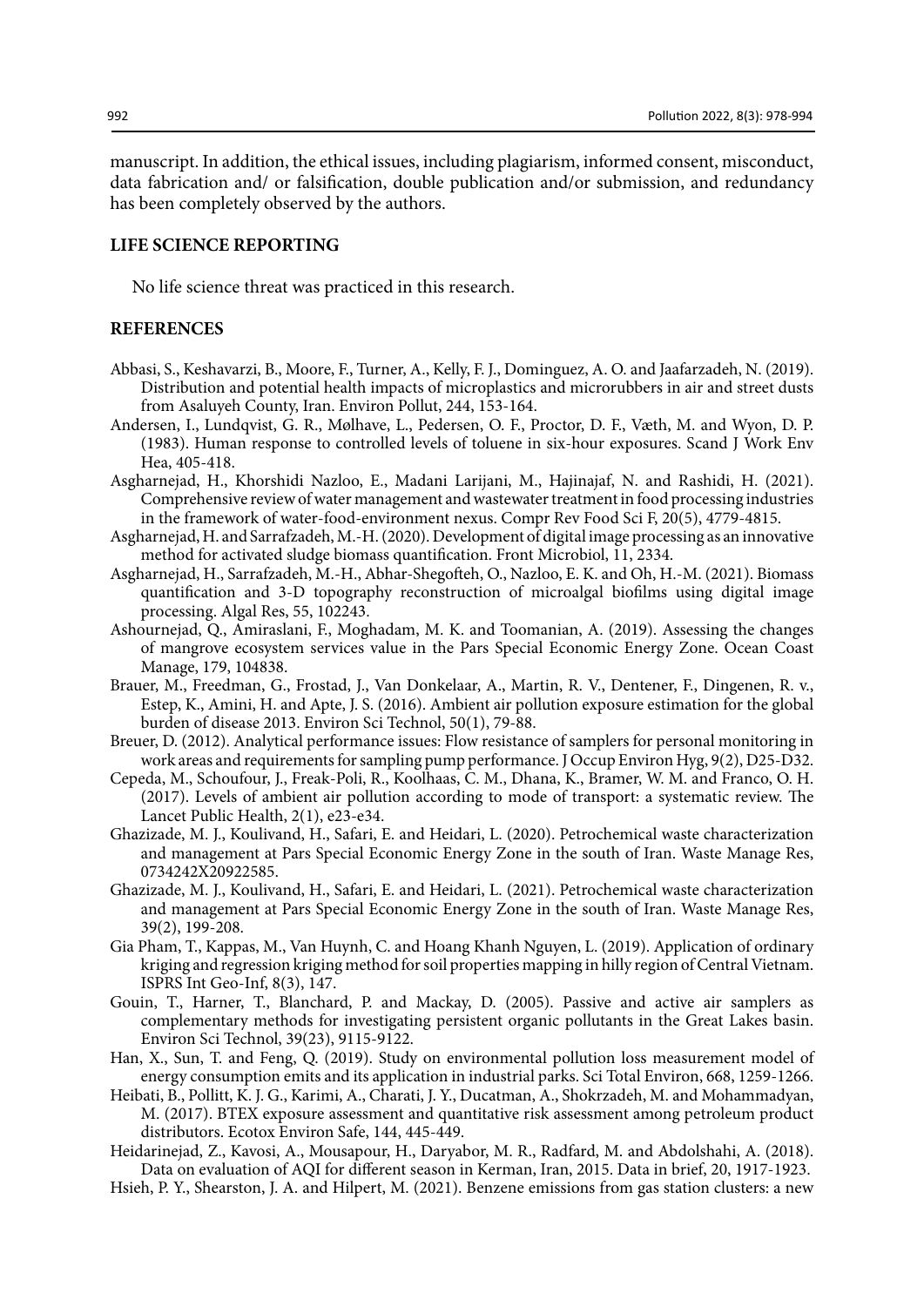manuscript. In addition, the ethical issues, including plagiarism, informed consent, misconduct, data fabrication and/ or falsification, double publication and/or submission, and redundancy has been completely observed by the authors.

## LIFE SCIENCE REPORTING

No life science threat was practiced in this research.

## REFERENCES

Abbasi, S., Keshavarzi, B., Moore, F., Turner, A., Kelly, F. J., Dominguez, A. O. and Jaafarzadeh, N. (2019). Distribution and potential health impacts of microplastics and microrubbers in air and street dusts from Asaluyeh County, Iran. Environ Pollut, 244, 153-164.

Andersen, I., Lundqvist, G. R., Mølhave, L., Pedersen, O. F., Proctor, D. F., Væth, M. and Wyon, D. P. (1983). Human response to controlled levels of toluene in six-hour exposures. Scand J Work Env Hea, 405-418.

Asgharnejad, H., Khorshidi Nazloo, E., Madani Larijani, M., Hajinajaf, N. and Rashidi, H. (2021). Comprehensive review of water management and wastewater treatment in food processing industries in the framework of water-food-environment nexus. Compr Rev Food Sci F, 20(5), 4779-4815.

Asgharnejad, H. and Sarrafzadeh, M.-H. (2020). Development of digital image processing as an innovative method for activated sludge biomass quantification. Front Microbiol, 11, 2334.

Asgharnejad, H., Sarrafzadeh, M.-H., Abhar-Shegofteh, O., Nazloo, E. K. and Oh, H.-M. (2021). Biomass quantification and 3-D topography reconstruction of microalgal biofilms using digital image processing. Algal Res, 55, 102243.

Ashournejad, Q., Amiraslani, F., Moghadam, M. K. and Toomanian, A. (2019). Assessing the changes of mangrove ecosystem services value in the Pars Special Economic Energy Zone. Ocean Coast Manage, 179, 104838.

Brauer, M., Freedman, G., Frostad, J., Van Donkelaar, A., Martin, R. V., Dentener, F., Dingenen, R. v., Estep, K., Amini, H. and Apte, J. S. (2016). Ambient air pollution exposure estimation for the global burden of disease 2013. Environ Sci Technol, 50(1), 79-88.

Breuer, D. (2012). Analytical performance issues: Flow resistance of samplers for personal monitoring in work areas and requirements for sampling pump performance. J Occup Environ Hyg, 9(2), D25-D32.

Cepeda, M., Schoufour, J., Freak-Poli, R., Koolhaas, C. M., Dhana, K., Bramer, W. M. and Franco, O. H. (2017). Levels of ambient air pollution according to mode of transport: a systematic review. The Lancet Public Health, 2(1), e23-e34.

Ghazizade, M. J., Koulivand, H., Safari, E. and Heidari, L. (2020). Petrochemical waste characterization and management at Pars Special Economic Energy Zone in the south of Iran. Waste Manage Res, 0734242X20922585.

Ghazizade, M. J., Koulivand, H., Safari, E. and Heidari, L. (2021). Petrochemical waste characterization and management at Pars Special Economic Energy Zone in the south of Iran. Waste Manage Res, 39(2), 199-208.

Gia Pham, T., Kappas, M., Van Huynh, C. and Hoang Khanh Nguyen, L. (2019). Application of ordinary kriging and regression kriging method for soil properties mapping in hilly region of Central Vietnam. ISPRS Int Geo-Inf, 8(3), 147.

Gouin, T., Harner, T., Blanchard, P. and Mackay, D. (2005). Passive and active air samplers as complementary methods for investigating persistent organic pollutants in the Great Lakes basin. Environ Sci Technol, 39(23), 9115-9122.

Han, X., Sun, T. and Feng, Q. (2019). Study on environmental pollution loss measurement model of energy consumption emits and its application in industrial parks. Sci Total Environ, 668, 1259-1266.

Heibati, B., Pollitt, K. J. G., Karimi, A., Charati, J. Y., Ducatman, A., Shokrzadeh, M. and Mohammadyan, M. (2017). BTEX exposure assessment and quantitative risk assessment among petroleum product distributors. Ecotox Environ Safe, 144, 445-449.

Heidarinejad, Z., Kavosi, A., Mousapour, H., Daryabor, M. R., Radfard, M. and Abdolshahi, A. (2018). Data on evaluation of AQI for different season in Kerman, Iran, 2015. Data in brief, 20, 1917-1923.

Hsieh, P. Y., Shearston, J. A. and Hilpert, M. (2021). Benzene emissions from gas station clusters: a new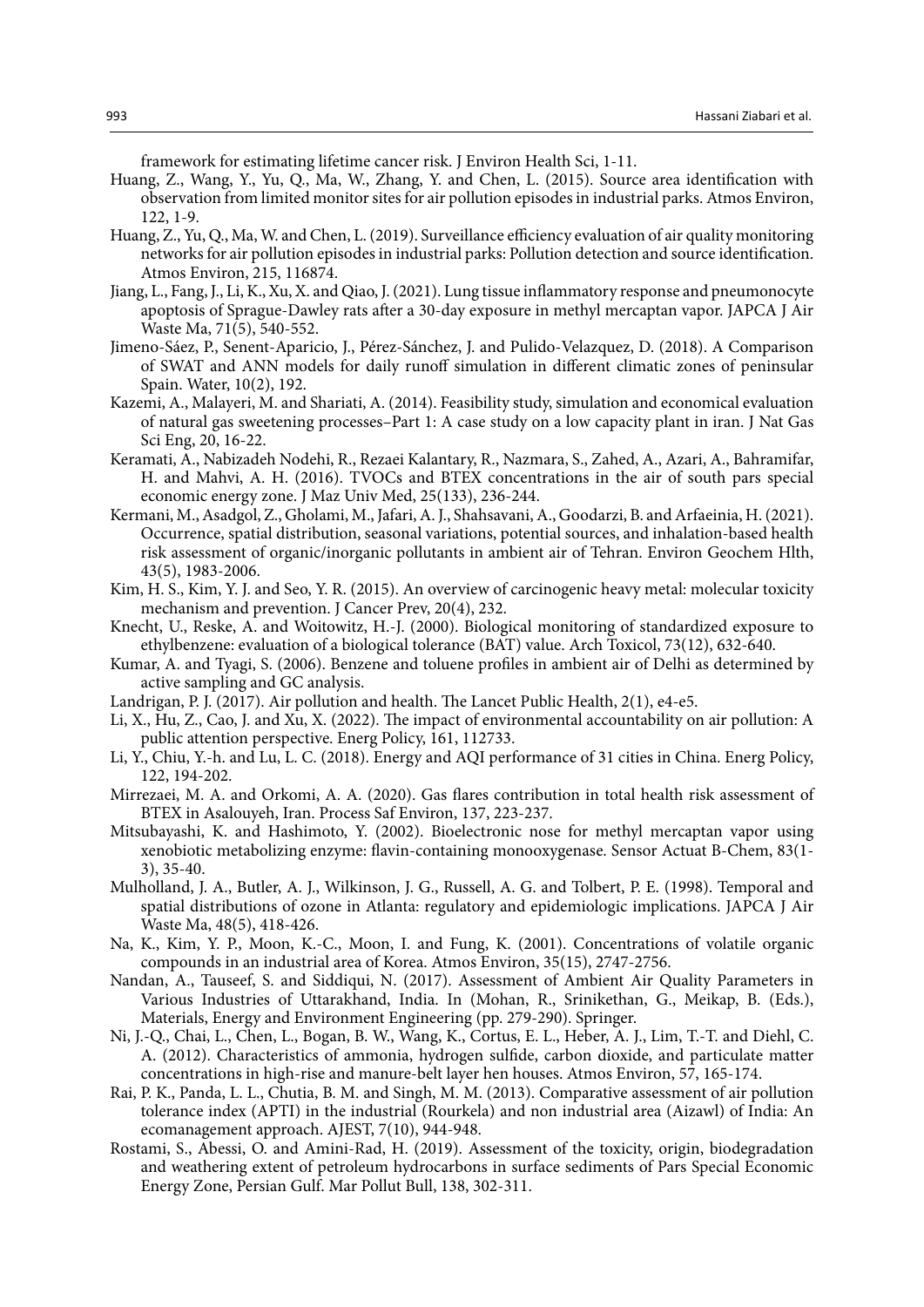framework for estimating lifetime cancer risk. J Environ Health Sci, 1-11.

Huang, Z., Wang, Y., Yu, Q., Ma, W., Zhang, Y. and Chen, L. (2015). Source area identification with observation from limited monitor sites for air pollution episodes in industrial parks. Atmos Environ, 122, 1-9.

Huang, Z., Yu, Q., Ma, W. and Chen, L. (2019). Surveillance efficiency evaluation of air quality monitoring networks for air pollution episodes in industrial parks: Pollution detection and source identification. Atmos Environ, 215, 116874.

Jiang, L., Fang, J., Li, K., Xu, X. and Qiao, J. (2021). Lung tissue inflammatory response and pneumonocyte apoptosis of Sprague-Dawley rats after a 30-day exposure in methyl mercaptan vapor. JAPCA J Air Waste Ma, 71(5), 540-552.

Jimeno-Sáez, P., Senent-Aparicio, J., Pérez-Sánchez, J. and Pulido-Velazquez, D. (2018). A Comparison of SWAT and ANN models for daily runoff simulation in different climatic zones of peninsular Spain. Water, 10(2), 192.

Kazemi, A., Malayeri, M. and Shariati, A. (2014). Feasibility study, simulation and economical evaluation of natural gas sweetening processes–Part 1: A case study on a low capacity plant in iran. J Nat Gas Sci Eng, 20, 16-22.

Keramati, A., Nabizadeh Nodehi, R., Rezaei Kalantary, R., Nazmara, S., Zahed, A., Azari, A., Bahramifar, H. and Mahvi, A. H. (2016). TVOCs and BTEX concentrations in the air of south pars special economic energy zone. J Maz Univ Med, 25(133), 236-244.

Kermani, M., Asadgol, Z., Gholami, M., Jafari, A. J., Shahsavani, A., Goodarzi, B. and Arfaeinia, H. (2021). Occurrence, spatial distribution, seasonal variations, potential sources, and inhalation-based health risk assessment of organic/inorganic pollutants in ambient air of Tehran. Environ Geochem Hlth, 43(5), 1983-2006.

Kim, H. S., Kim, Y. J. and Seo, Y. R. (2015). An overview of carcinogenic heavy metal: molecular toxicity mechanism and prevention. J Cancer Prev, 20(4), 232.

Knecht, U., Reske, A. and Woitowitz, H.-J. (2000). Biological monitoring of standardized exposure to ethylbenzene: evaluation of a biological tolerance (BAT) value. Arch Toxicol, 73(12), 632-640.

Kumar, A. and Tyagi, S. (2006). Benzene and toluene profiles in ambient air of Delhi as determined by active sampling and GC analysis.

Landrigan, P. J. (2017). Air pollution and health. The Lancet Public Health, 2(1), e4-e5.

Li, X., Hu, Z., Cao, J. and Xu, X. (2022). The impact of environmental accountability on air pollution: A public attention perspective. Energ Policy, 161, 112733.

Li, Y., Chiu, Y.-h. and Lu, L. C. (2018). Energy and AQI performance of 31 cities in China. Energ Policy, 122, 194-202.

Mirrezaei, M. A. and Orkomi, A. A. (2020). Gas flares contribution in total health risk assessment of BTEX in Asalouyeh, Iran. Process Saf Environ, 137, 223-237.

Mitsubayashi, K. and Hashimoto, Y. (2002). Bioelectronic nose for methyl mercaptan vapor using xenobiotic metabolizing enzyme: flavin-containing monooxygenase. Sensor Actuat B-Chem, 83(1-3), 35-40.

Mulholland, J. A., Butler, A. J., Wilkinson, J. G., Russell, A. G. and Tolbert, P. E. (1998). Temporal and spatial distributions of ozone in Atlanta: regulatory and epidemiologic implications. JAPCA J Air Waste Ma, 48(5), 418-426.

Na, K., Kim, Y. P., Moon, K.-C., Moon, I. and Fung, K. (2001). Concentrations of volatile organic compounds in an industrial area of Korea. Atmos Environ, 35(15), 2747-2756.

Nandan, A., Tauseef, S. and Siddiqui, N. (2017). Assessment of Ambient Air Quality Parameters in Various Industries of Uttarakhand, India. In (Mohan, R., Srinikethan, G., Meikap, B. (Eds.), Materials, Energy and Environment Engineering (pp. 279-290). Springer.

Ni, J.-Q., Chai, L., Chen, L., Bogan, B. W., Wang, K., Cortus, E. L., Heber, A. J., Lim, T.-T. and Diehl, C. A. (2012). Characteristics of ammonia, hydrogen sulfide, carbon dioxide, and particulate matter concentrations in high-rise and manure-belt layer hen houses. Atmos Environ, 57, 165-174.

Rai, P. K., Panda, L. L., Chutia, B. M. and Singh, M. M. (2013). Comparative assessment of air pollution tolerance index (APTI) in the industrial (Rourkela) and non industrial area (Aizawl) of India: An ecomanagement approach. AJEST, 7(10), 944-948.

Rostami, S., Abessi, O. and Amini-Rad, H. (2019). Assessment of the toxicity, origin, biodegradation and weathering extent of petroleum hydrocarbons in surface sediments of Pars Special Economic Energy Zone, Persian Gulf. Mar Pollut Bull, 138, 302-311.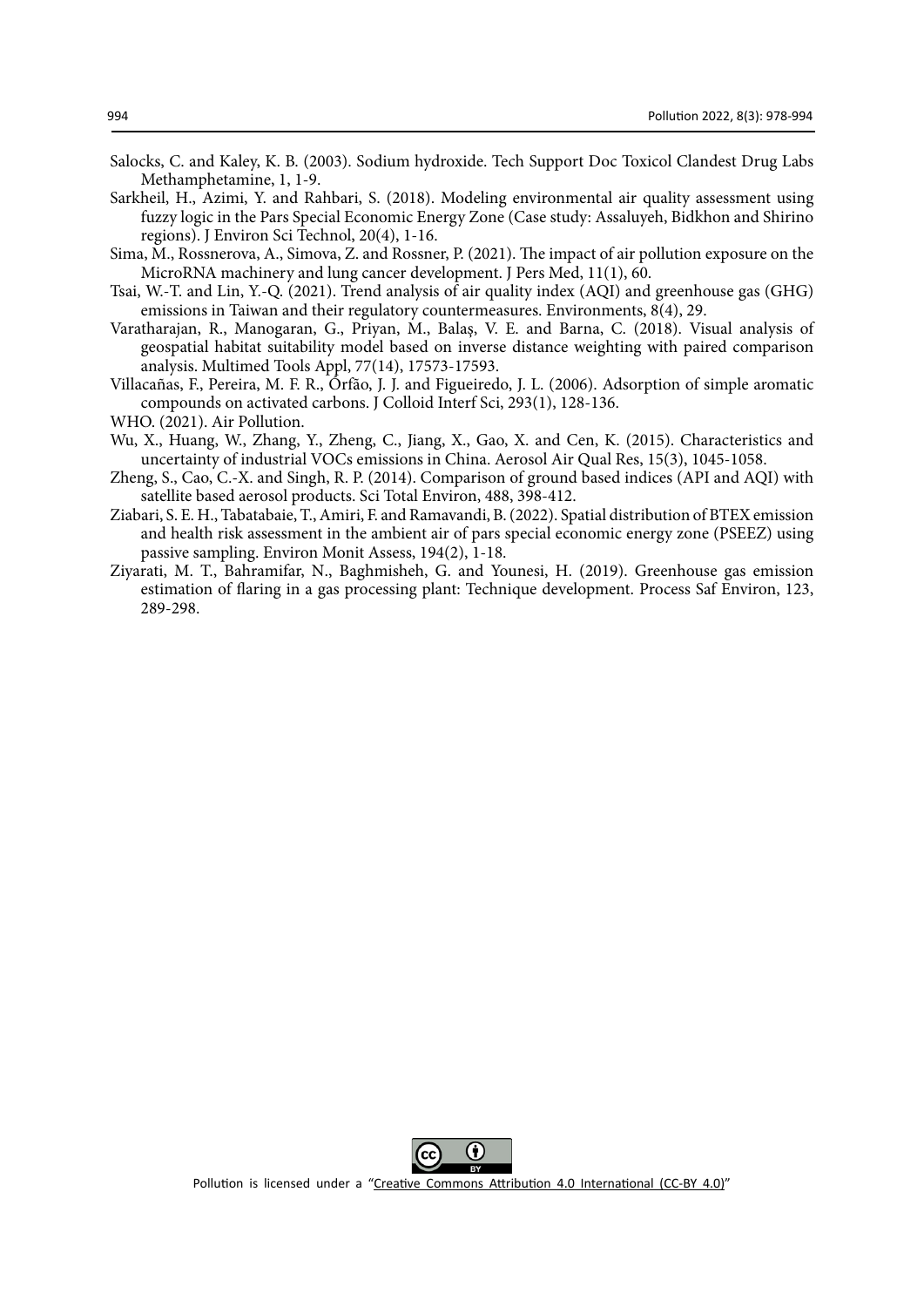Salocks, C. and Kaley, K. B. (2003). Sodium hydroxide. Tech Support Doc Toxicol Clandest Drug Labs Methamphetamine, 1, 1-9.

Sarkheil, H., Azimi, Y. and Rahbari, S. (2018). Modeling environmental air quality assessment using fuzzy logic in the Pars Special Economic Energy Zone (Case study: Assaluyeh, Bidkhon and Shirino regions). J Environ Sci Technol, 20(4), 1-16.

Sima, M., Rossnerova, A., Simova, Z. and Rossner, P. (2021). The impact of air pollution exposure on the MicroRNA machinery and lung cancer development. J Pers Med, 11(1), 60.

Tsai, W.-T. and Lin, Y.-Q. (2021). Trend analysis of air quality index (AQI) and greenhouse gas (GHG) emissions in Taiwan and their regulatory countermeasures. Environments, 8(4), 29.

Varatharajan, R., Manogaran, G., Priyan, M., Balaş, V. E. and Barna, C. (2018). Visual analysis of geospatial habitat suitability model based on inverse distance weighting with paired comparison analysis. Multimed Tools Appl, 77(14), 17573-17593.

Villacañas, F., Pereira, M. F. R., Órfão, J. J. and Figueiredo, J. L. (2006). Adsorption of simple aromatic compounds on activated carbons. J Colloid Interf Sci, 293(1), 128-136.

WHO. (2021). Air Pollution.

Wu, X., Huang, W., Zhang, Y., Zheng, C., Jiang, X., Gao, X. and Cen, K. (2015). Characteristics and uncertainty of industrial VOCs emissions in China. Aerosol Air Qual Res, 15(3), 1045-1058.

Zheng, S., Cao, C.-X. and Singh, R. P. (2014). Comparison of ground based indices (API and AQI) with satellite based aerosol products. Sci Total Environ, 488, 398-412.

Ziabari, S. E. H., Tabatabaie, T., Amiri, F. and Ramavandi, B. (2022). Spatial distribution of BTEX emission and health risk assessment in the ambient air of pars special economic energy zone (PSEEZ) using passive sampling. Environ Monit Assess, 194(2), 1-18.

Ziyarati, M. T., Bahramifar, N., Baghmisheh, G. and Younesi, H. (2019). Greenhouse gas emission estimation of flaring in a gas processing plant: Technique development. Process Saf Environ, 123, 289-298.

Pollution is licensed under a "Creative Commons Attribution 4.0 International (CC-BY 4.0)"